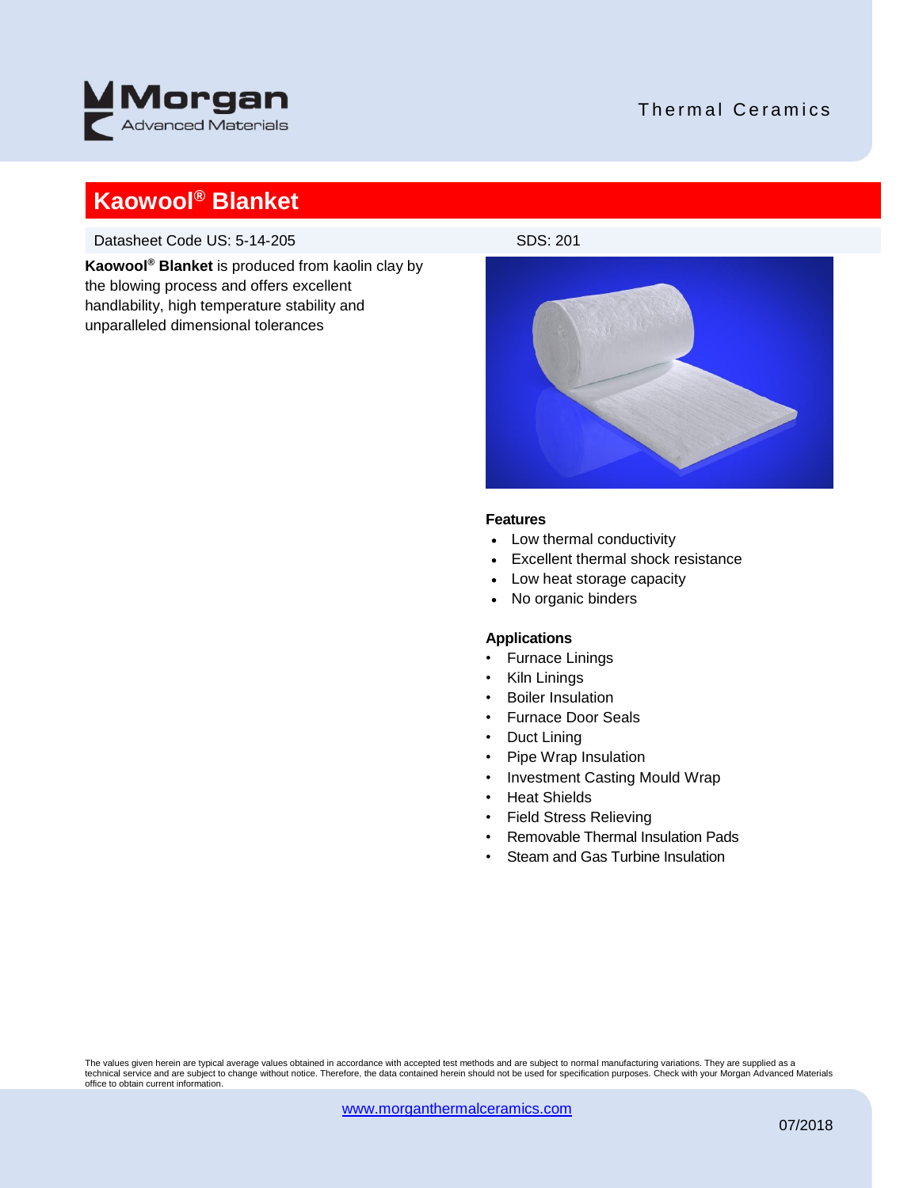# Kaowool® Blanket

Datasheet Code US: 5-14-205 SDS: 201

**Kaowool® Blanket** is produced from kaolin clay by the blowing process and offers excellent handlability, high temperature stability and unparalleled dimensional tolerances

### Features

- Low thermal conductivity
- Excellent thermal shock resistance
- Low heat storage capacity
- No organic binders

### Applications

- Furnace Linings
- Kiln Linings
- Boiler Insulation
- Furnace Door Seals
- Duct Lining
- Pipe Wrap Insulation
- Investment Casting Mould Wrap
- Heat Shields
- Field Stress Relieving
- Removable Thermal Insulation Pads
- Steam and Gas Turbine Insulation

The values given herein are typical average values obtained in accordance with accepted test methods and are subject to normal manufacturing variations. They are supplied as a technical service and are subject to change without notice. Therefore, the data contained herein should not be used for specification purposes. Check with your Morgan Advanced Materials office to obtain current information.

www.morganthermalceramics.com

07/2018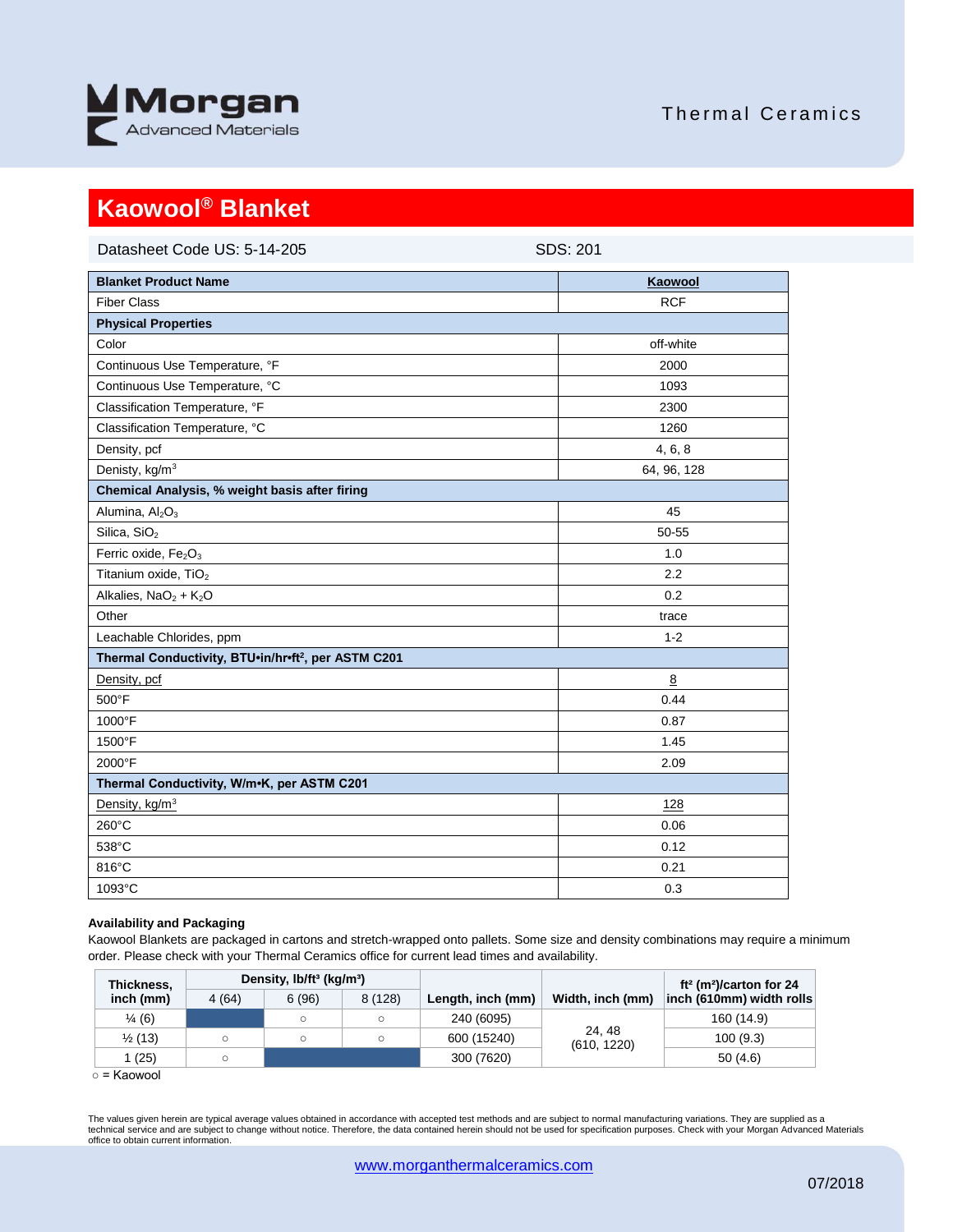# Kaowool® Blanket

Datasheet Code US: 5-14-205 SDS: 201

| Blanket Product Name | Kaowool |
|---|---|
| Fiber Class | RCF |
| **Physical Properties** | |
| Color | off-white |
| Continuous Use Temperature, °F | 2000 |
| Continuous Use Temperature, °C | 1093 |
| Classification Temperature, °F | 2300 |
| Classification Temperature, °C | 1260 |
| Density, pcf | 4, 6, 8 |
| Denisty, kg/m$^3$ | 64, 96, 128 |
| **Chemical Analysis, % weight basis after firing** | |
| Alumina, $Al_2O_3$ | 45 |
| Silica, $SiO_2$ | 50-55 |
| Ferric oxide, $Fe_2O_3$ | 1.0 |
| Titanium oxide, $TiO_2$ | 2.2 |
| Alkalies, $NaO_2$ + $K_2O$ | 0.2 |
| Other | trace |
| Leachable Chlorides, ppm | 1-2 |
| **Thermal Conductivity, BTU•in/hr•ft², per ASTM C201** | |
| Density, pcf | 8 |
| 500°F | 0.44 |
| 1000°F | 0.87 |
| 1500°F | 1.45 |
| 2000°F | 2.09 |
| **Thermal Conductivity, W/m•K, per ASTM C201** | |
| Density, kg/m$^3$ | 128 |
| 260°C | 0.06 |
| 538°C | 0.12 |
| 816°C | 0.21 |
| 1093°C | 0.3 |

**Availability and Packaging**

Kaowool Blankets are packaged in cartons and stretch-wrapped onto pallets. Some size and density combinations may require a minimum order. Please check with your Thermal Ceramics office for current lead times and availability.

| Thickness, inch (mm) | Density, lb/ft³ (kg/m³) | | | Length, inch (mm) | Width, inch (mm) | ft² (m²)/carton for 24 inch (610mm) width rolls |
|---|---|---|---|---|---|---|
| | 4 (64) | 6 (96) | 8 (128) | | | |
| ¼ (6) | | ○ | ○ | 240 (6095) | 24, 48 (610, 1220) | 160 (14.9) |
| ½ (13) | ○ | ○ | ○ | 600 (15240) | | 100 (9.3) |
| 1 (25) | ○ | | | 300 (7620) | | 50 (4.6) |

○ = Kaowool

The values given herein are typical average values obtained in accordance with accepted test methods and are subject to normal manufacturing variations. They are supplied as a technical service and are subject to change without notice. Therefore, the data contained herein should not be used for specification purposes. Check with your Morgan Advanced Materials office to obtain current information.

www.morganthermalceramics.com

07/2018